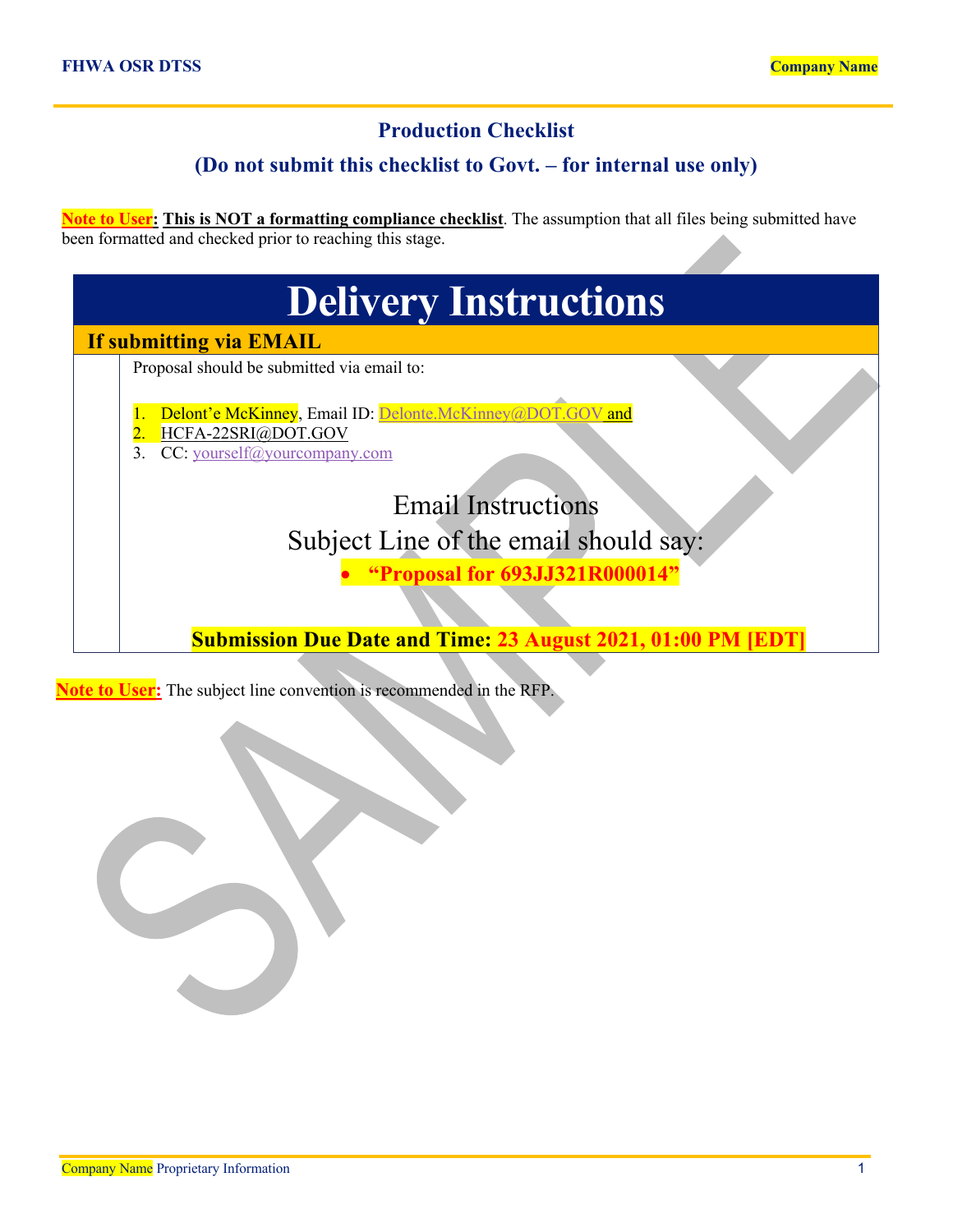## Production Checklist

## (Do not submit this checklist to Govt. – for internal use only)

**Note to User**: **This is NOT a formatting compliance checklist**. The assumption that all files being submitted have been formatted and checked prior to reaching this stage.

# Delivery Instructions

### If submitting via EMAIL

Proposal should be submitted via email to:

1. Delont'e McKinney, Email ID: Delonte.McKinney@DOT.GOV and
2. HCFA-22SRI@DOT.GOV
3. CC: yourself@yourcompany.com

Email Instructions

Subject Line of the email should say:

- **"Proposal for 693JJ321R000014"**

**Submission Due Date and Time: 23 August 2021, 01:00 PM [EDT]**

**Note to User:** The subject line convention is recommended in the RFP.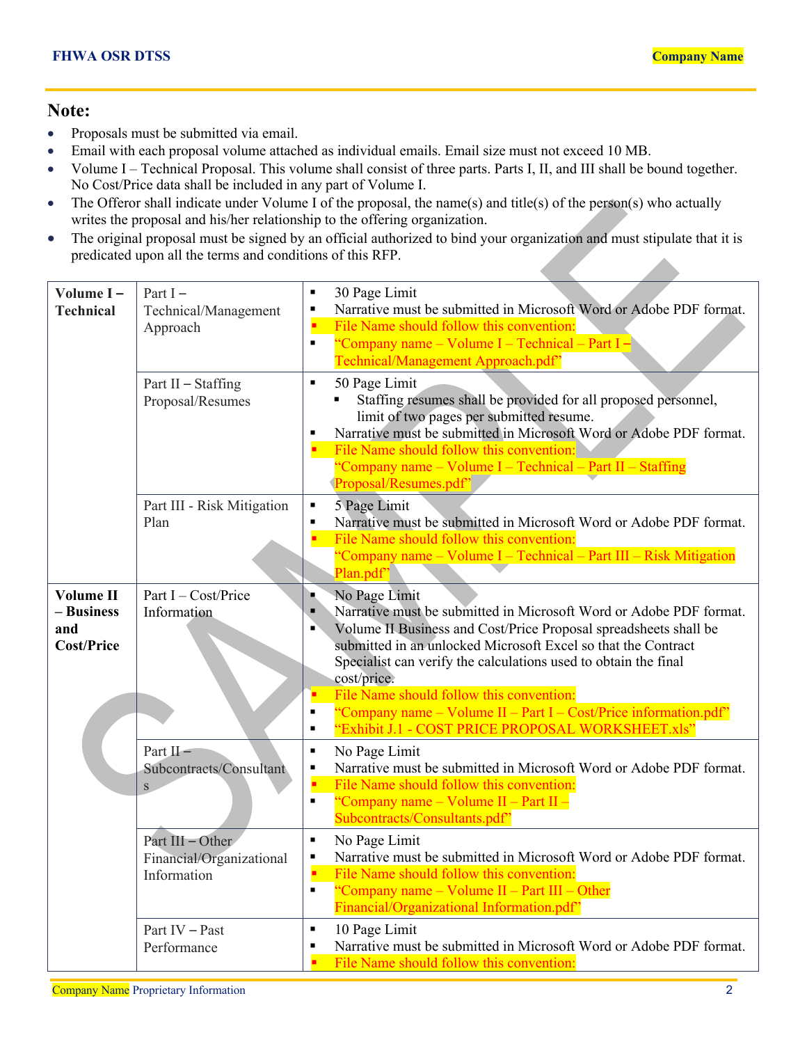## Note:

- Proposals must be submitted via email.
- Email with each proposal volume attached as individual emails. Email size must not exceed 10 MB.
- Volume I – Technical Proposal. This volume shall consist of three parts. Parts I, II, and III shall be bound together. No Cost/Price data shall be included in any part of Volume I.
- The Offeror shall indicate under Volume I of the proposal, the name(s) and title(s) of the person(s) who actually writes the proposal and his/her relationship to the offering organization.
- The original proposal must be signed by an official authorized to bind your organization and must stipulate that it is predicated upon all the terms and conditions of this RFP.

| | | |
|---|---|---|
| **Volume I – Technical** | Part I – Technical/Management Approach | ▪ 30 Page Limit<br>▪ Narrative must be submitted in Microsoft Word or Adobe PDF format.<br>▪ File Name should follow this convention:<br>▪ "Company name – Volume I – Technical – Part I – Technical/Management Approach.pdf" |
| | Part II – Staffing Proposal/Resumes | ▪ 50 Page Limit<br>  ▪ Staffing resumes shall be provided for all proposed personnel, limit of two pages per submitted resume.<br>▪ Narrative must be submitted in Microsoft Word or Adobe PDF format.<br>▪ File Name should follow this convention: "Company name – Volume I – Technical – Part II – Staffing Proposal/Resumes.pdf" |
| | Part III - Risk Mitigation Plan | ▪ 5 Page Limit<br>▪ Narrative must be submitted in Microsoft Word or Adobe PDF format.<br>▪ File Name should follow this convention: "Company name – Volume I – Technical – Part III – Risk Mitigation Plan.pdf" |
| **Volume II – Business and Cost/Price** | Part I – Cost/Price Information | ▪ No Page Limit<br>▪ Narrative must be submitted in Microsoft Word or Adobe PDF format.<br>▪ Volume II Business and Cost/Price Proposal spreadsheets shall be submitted in an unlocked Microsoft Excel so that the Contract Specialist can verify the calculations used to obtain the final cost/price.<br>▪ File Name should follow this convention:<br>▪ "Company name – Volume II – Part I – Cost/Price information.pdf"<br>▪ "Exhibit J.1 - COST PRICE PROPOSAL WORKSHEET.xls" |
| | Part II – Subcontracts/Consultants | ▪ No Page Limit<br>▪ Narrative must be submitted in Microsoft Word or Adobe PDF format.<br>▪ File Name should follow this convention:<br>▪ "Company name – Volume II – Part II – Subcontracts/Consultants.pdf" |
| | Part III – Other Financial/Organizational Information | ▪ No Page Limit<br>▪ Narrative must be submitted in Microsoft Word or Adobe PDF format.<br>▪ File Name should follow this convention:<br>▪ "Company name – Volume II – Part III – Other Financial/Organizational Information.pdf" |
| | Part IV – Past Performance | ▪ 10 Page Limit<br>▪ Narrative must be submitted in Microsoft Word or Adobe PDF format.<br>▪ File Name should follow this convention: |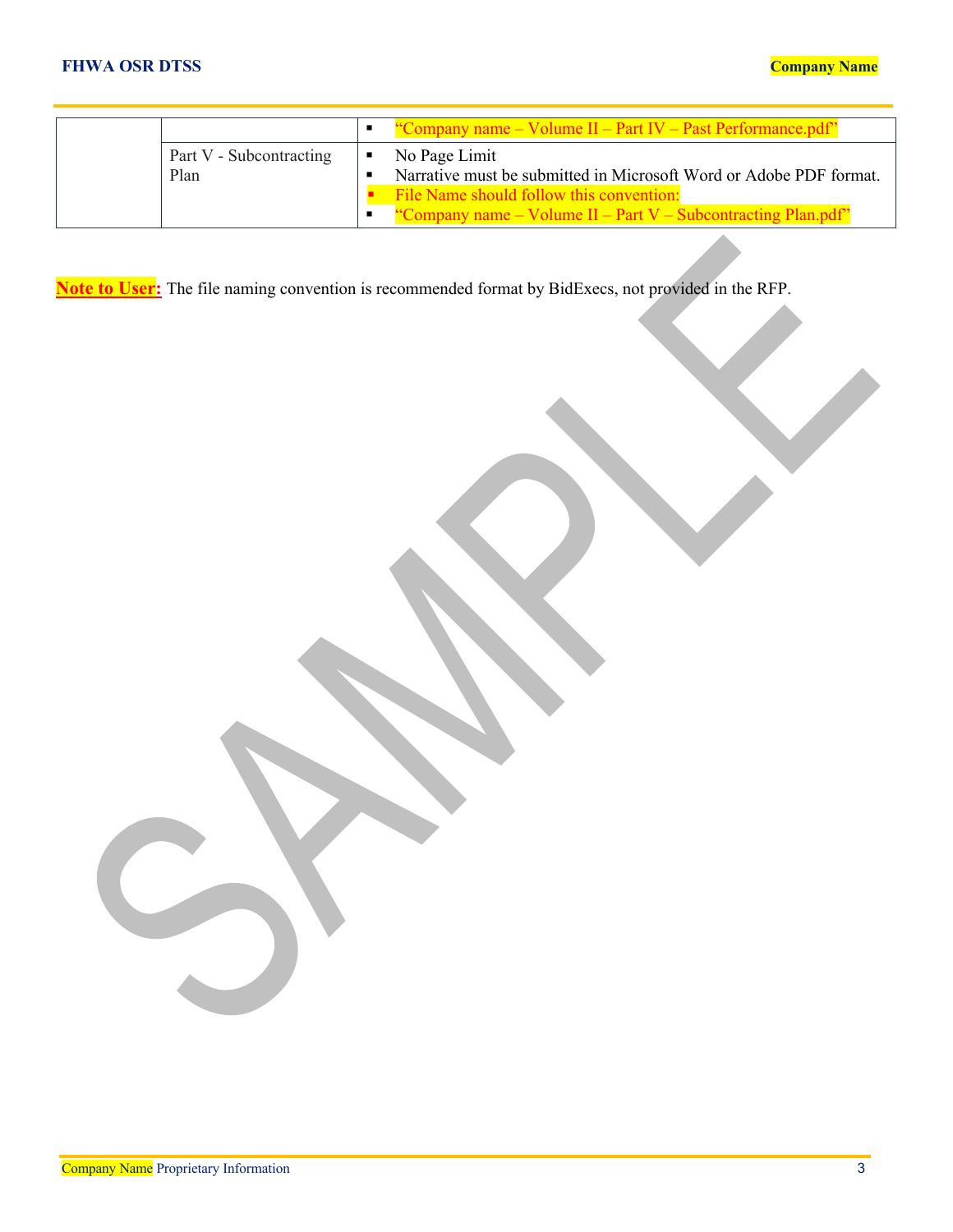| | | |
|---|---|---|
| | | ▪ "Company name – Volume II – Part IV – Past Performance.pdf" |
| | Part V - Subcontracting Plan | ▪ No Page Limit<br>▪ Narrative must be submitted in Microsoft Word or Adobe PDF format.<br>▪ File Name should follow this convention:<br>▪ "Company name – Volume II – Part V – Subcontracting Plan.pdf" |

**Note to User:** The file naming convention is recommended format by BidExecs, not provided in the RFP.